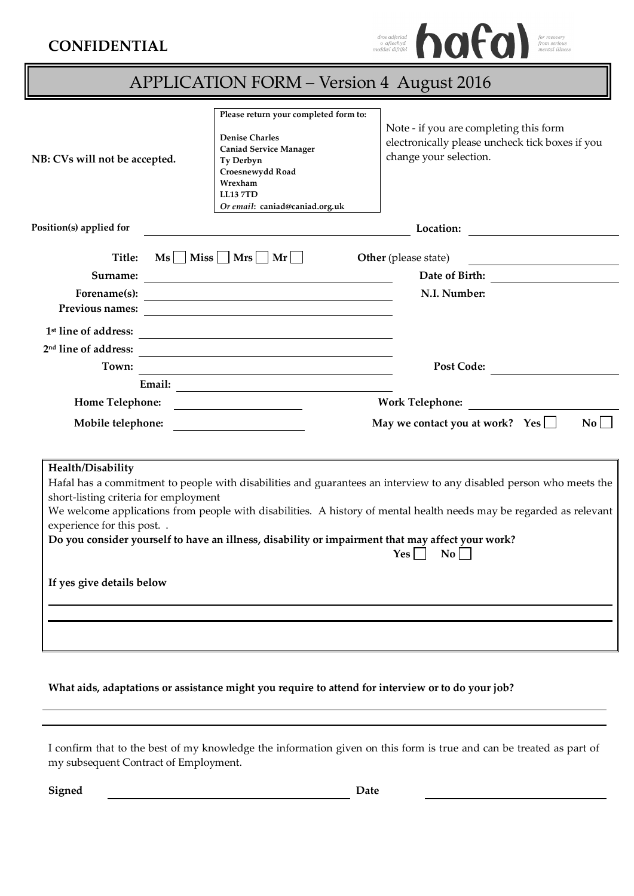**CONFIDENTIAL**

dros adferiad o afiechyd meddwl difrifol **hafal** for recovery from serious mental illness

# APPLICATION FORM – Version 4 August 2016

**NB: CVs will not be accepted.**

**Please return your completed form to:**

**Denise Charles**
**Caniad Service Manager**
**Ty Derbyn**
**Croesnewydd Road**
**Wrexham**
**LL13 7TD**
***Or email*: caniad@caniad.org.uk**

Note - if you are completing this form electronically please uncheck tick boxes if you change your selection.

**Position(s) applied for** ______________________ **Location:** ______________________

**Title:** **Ms** ☐ **Miss** ☐ **Mrs** ☐ **Mr** ☐ **Other** (please state) ______________________

**Surname:** ______________________ **Date of Birth:** ______________________

**Forename(s):** ______________________ **N.I. Number:**

**Previous names:** ______________________

**1st line of address:** ______________________

**2nd line of address:** ______________________

**Town:** ______________________ **Post Code:** ______________________

**Email:** ______________________

**Home Telephone:** ______________________ **Work Telephone:** ______________________

**Mobile telephone:** ______________________ **May we contact you at work? Yes** ☐ **No** ☐

**Health/Disability**

Hafal has a commitment to people with disabilities and guarantees an interview to any disabled person who meets the short-listing criteria for employment

We welcome applications from people with disabilities. A history of mental health needs may be regarded as relevant experience for this post. .

**Do you consider yourself to have an illness, disability or impairment that may affect your work?**

**Yes** ☐ **No** ☐

**If yes give details below**

______________________

______________________

**What aids, adaptations or assistance might you require to attend for interview or to do your job?**

______________________

______________________

I confirm that to the best of my knowledge the information given on this form is true and can be treated as part of my subsequent Contract of Employment.

**Signed** ______________________ **Date** ______________________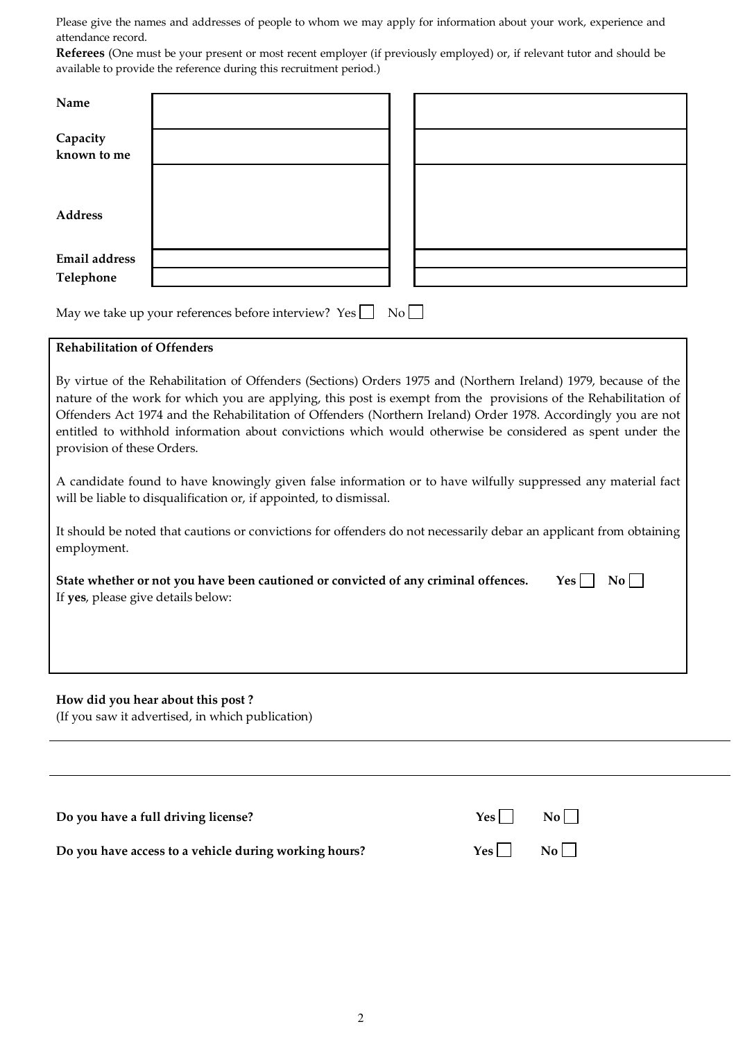Please give the names and addresses of people to whom we may apply for information about your work, experience and attendance record.

**Referees** (One must be your present or most recent employer (if previously employed) or, if relevant tutor and should be available to provide the reference during this recruitment period.)

| | | |
|---|---|---|
| **Name** | | |
| **Capacity known to me** | | |
| **Address** | | |
| **Email address** | | |
| **Telephone** | | |

May we take up your references before interview? Yes ☐ No ☐

**Rehabilitation of Offenders**

By virtue of the Rehabilitation of Offenders (Sections) Orders 1975 and (Northern Ireland) 1979, because of the nature of the work for which you are applying, this post is exempt from the provisions of the Rehabilitation of Offenders Act 1974 and the Rehabilitation of Offenders (Northern Ireland) Order 1978. Accordingly you are not entitled to withhold information about convictions which would otherwise be considered as spent under the provision of these Orders.

A candidate found to have knowingly given false information or to have wilfully suppressed any material fact will be liable to disqualification or, if appointed, to dismissal.

It should be noted that cautions or convictions for offenders do not necessarily debar an applicant from obtaining employment.

**State whether or not you have been cautioned or convicted of any criminal offences.** **Yes** ☐ **No** ☐

If **yes**, please give details below:

**How did you hear about this post ?**

(If you saw it advertised, in which publication)

**Do you have a full driving license?** **Yes** ☐ **No** ☐

**Do you have access to a vehicle during working hours?** **Yes** ☐ **No** ☐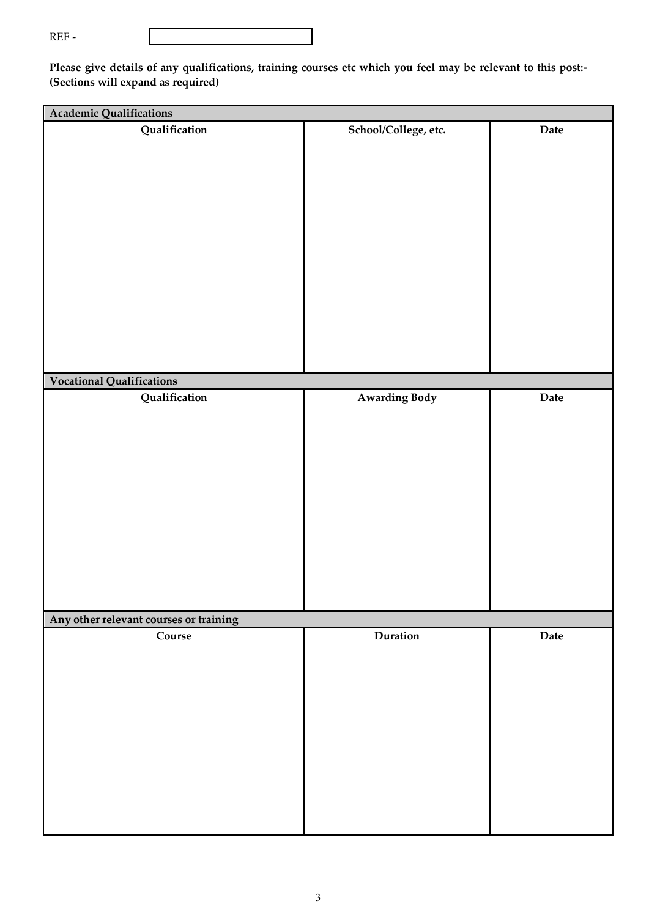REF -

**Please give details of any qualifications, training courses etc which you feel may be relevant to this post:-**
**(Sections will expand as required)**

| **Academic Qualifications** | | |
|---|---|---|
| **Qualification** | **School/College, etc.** | **Date** |
| | | |

| **Vocational Qualifications** | | |
|---|---|---|
| **Qualification** | **Awarding Body** | **Date** |
| | | |

| **Any other relevant courses or training** | | |
|---|---|---|
| **Course** | **Duration** | **Date** |
| | | |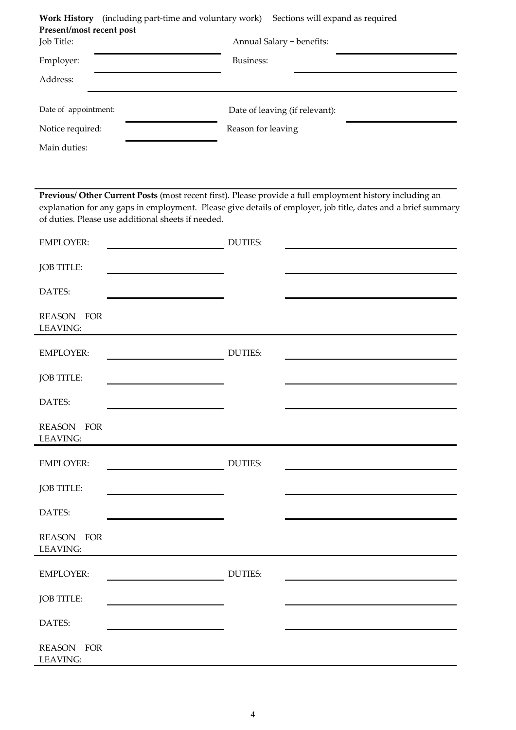**Work History** (including part-time and voluntary work) Sections will expand as required

**Present/most recent post**

| | | | |
|---|---|---|---|
| Job Title: | | Annual Salary + benefits: | |
| Employer: | | Business: | |
| Address: | | | |
| Date of appointment: | | Date of leaving (if relevant): | |
| Notice required: | | Reason for leaving | |
| Main duties: | | | |

**Previous/ Other Current Posts** (most recent first). Please provide a full employment history including an explanation for any gaps in employment. Please give details of employer, job title, dates and a brief summary of duties. Please use additional sheets if needed.

| | | | |
|---|---|---|---|
| EMPLOYER: | | DUTIES: | |
| JOB TITLE: | | | |
| DATES: | | | |
| REASON FOR LEAVING: | | | |

| | | | |
|---|---|---|---|
| EMPLOYER: | | DUTIES: | |
| JOB TITLE: | | | |
| DATES: | | | |
| REASON FOR LEAVING: | | | |

| | | | |
|---|---|---|---|
| EMPLOYER: | | DUTIES: | |
| JOB TITLE: | | | |
| DATES: | | | |
| REASON FOR LEAVING: | | | |

| | | | |
|---|---|---|---|
| EMPLOYER: | | DUTIES: | |
| JOB TITLE: | | | |
| DATES: | | | |
| REASON FOR LEAVING: | | | |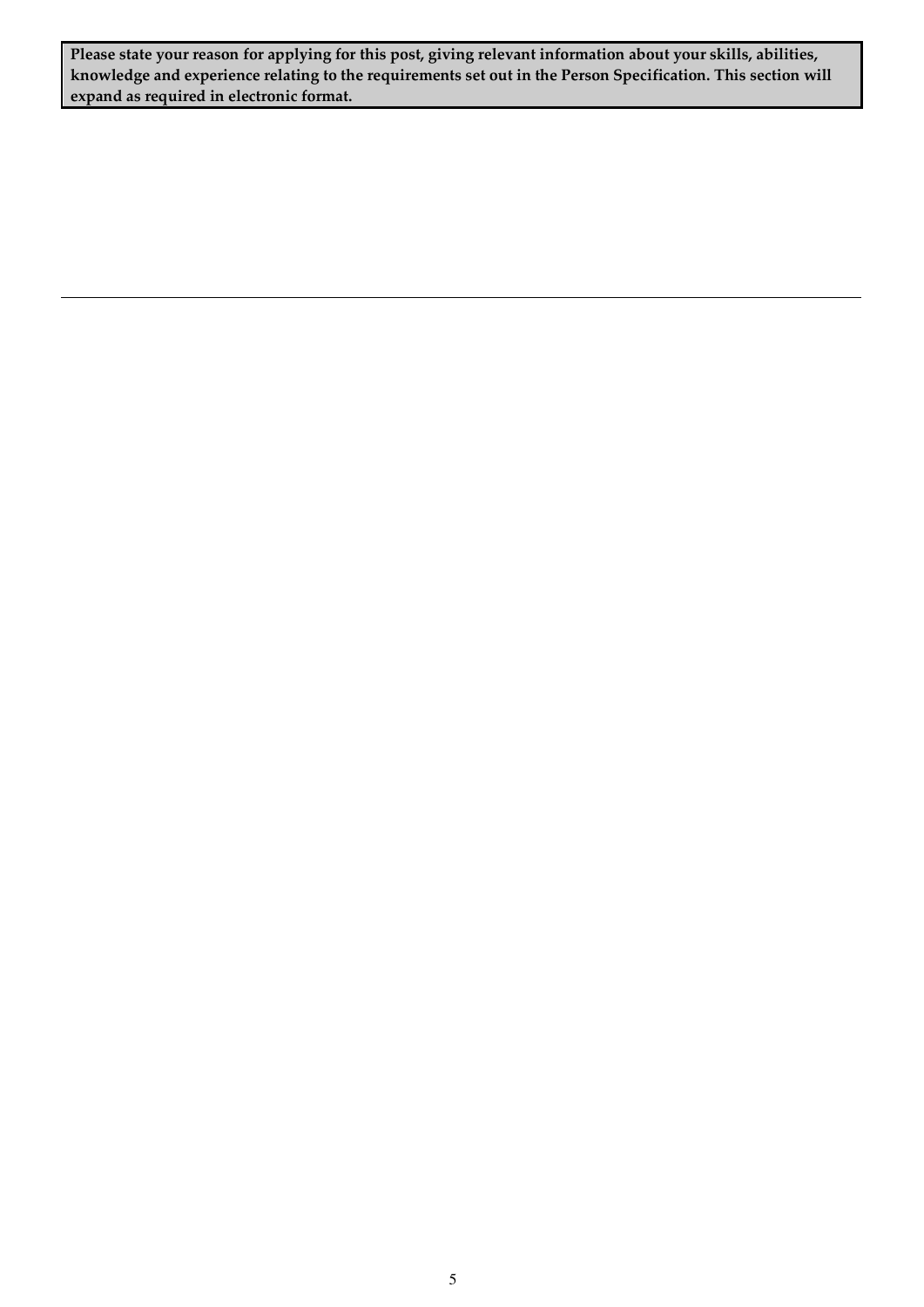**Please state your reason for applying for this post, giving relevant information about your skills, abilities, knowledge and experience relating to the requirements set out in the Person Specification. This section will expand as required in electronic format.**

---